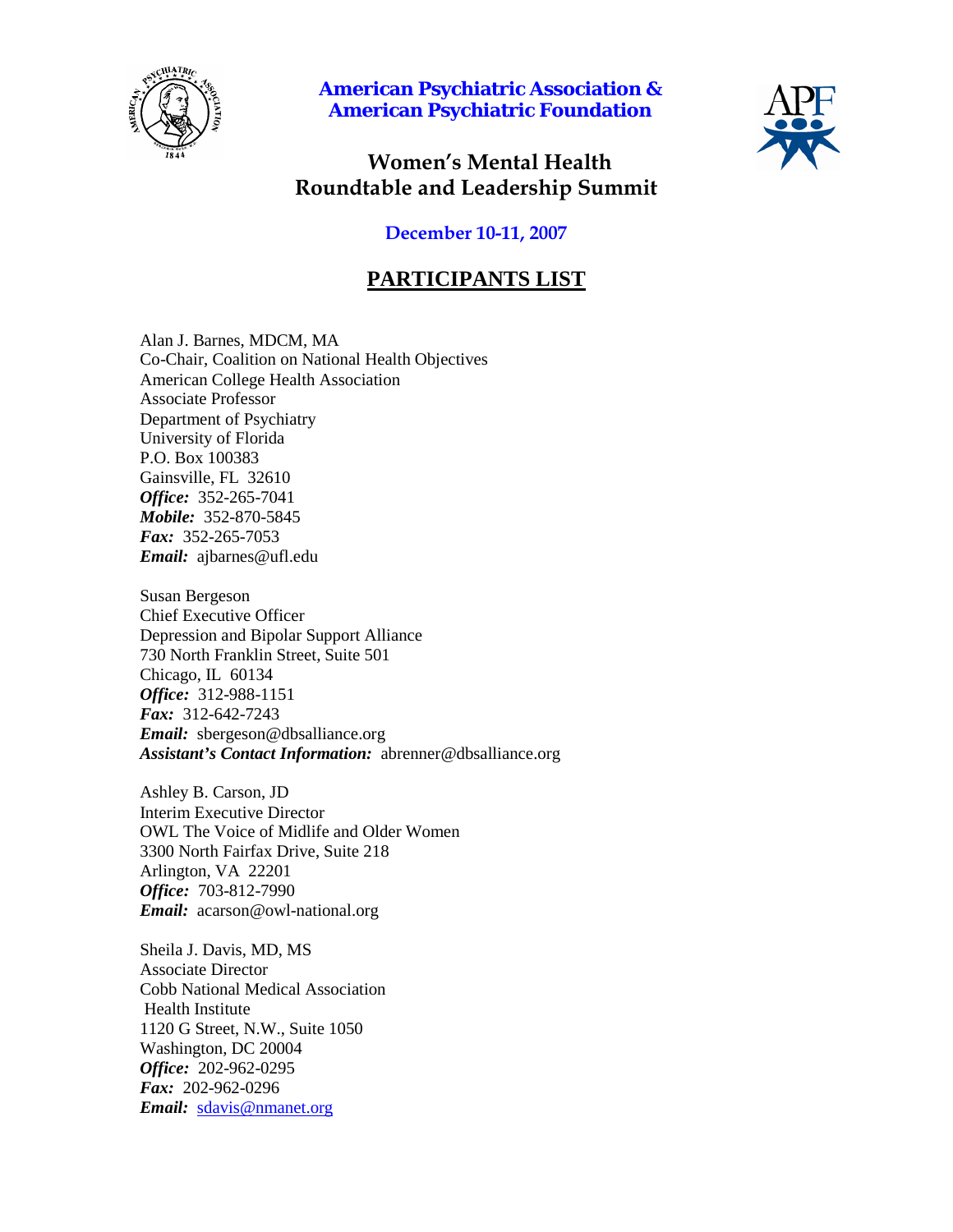# American Psychiatric Association & American Psychiatric Foundation

## Women's Mental Health Roundtable and Leadership Summit

December 10-11, 2007

## PARTICIPANTS LIST

Alan J. Barnes, MDCM, MA
Co-Chair, Coalition on National Health Objectives
American College Health Association
Associate Professor
Department of Psychiatry
University of Florida
P.O. Box 100383
Gainsville, FL 32610
***Office:*** 352-265-7041
***Mobile:*** 352-870-5845
***Fax:*** 352-265-7053
***Email:*** ajbarnes@ufl.edu

Susan Bergeson
Chief Executive Officer
Depression and Bipolar Support Alliance
730 North Franklin Street, Suite 501
Chicago, IL 60134
***Office:*** 312-988-1151
***Fax:*** 312-642-7243
***Email:*** sbergeson@dbsalliance.org
***Assistant's Contact Information:*** abrenner@dbsalliance.org

Ashley B. Carson, JD
Interim Executive Director
OWL The Voice of Midlife and Older Women
3300 North Fairfax Drive, Suite 218
Arlington, VA 22201
***Office:*** 703-812-7990
***Email:*** acarson@owl-national.org

Sheila J. Davis, MD, MS
Associate Director
Cobb National Medical Association
Health Institute
1120 G Street, N.W., Suite 1050
Washington, DC 20004
***Office:*** 202-962-0295
***Fax:*** 202-962-0296
***Email:*** sdavis@nmanet.org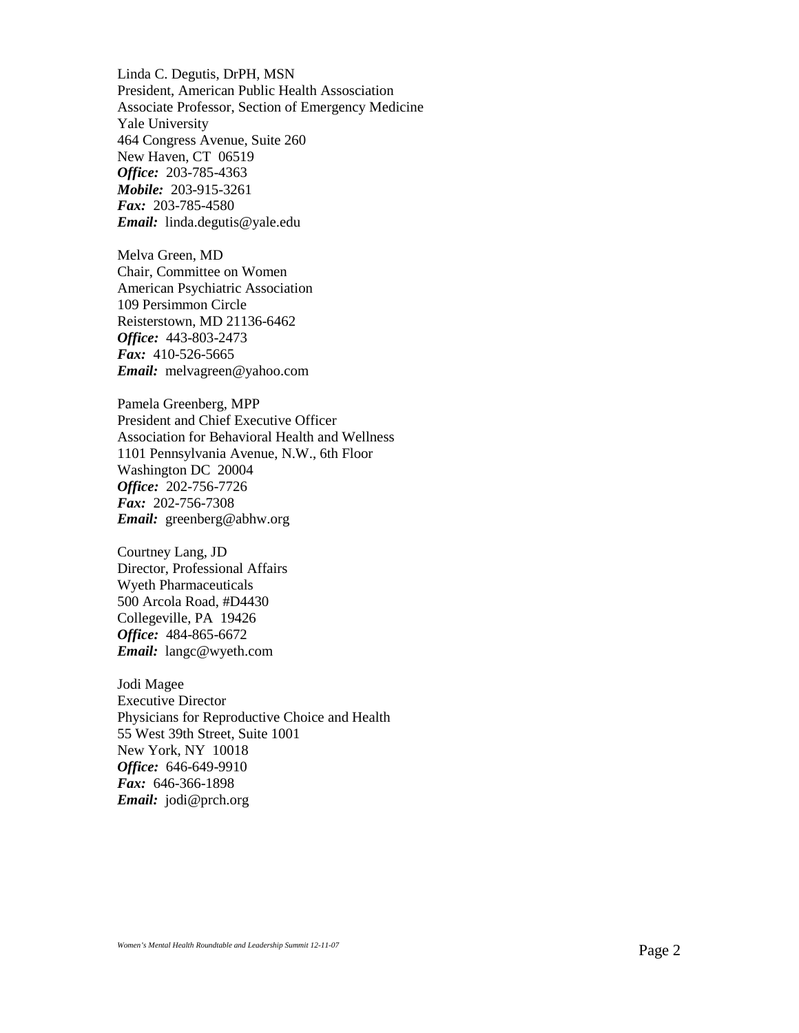Linda C. Degutis, DrPH, MSN
President, American Public Health Assosciation
Associate Professor, Section of Emergency Medicine
Yale University
464 Congress Avenue, Suite 260
New Haven, CT 06519
***Office:*** 203-785-4363
***Mobile:*** 203-915-3261
***Fax:*** 203-785-4580
***Email:*** linda.degutis@yale.edu

Melva Green, MD
Chair, Committee on Women
American Psychiatric Association
109 Persimmon Circle
Reisterstown, MD 21136-6462
***Office:*** 443-803-2473
***Fax:*** 410-526-5665
***Email:*** melvagreen@yahoo.com

Pamela Greenberg, MPP
President and Chief Executive Officer
Association for Behavioral Health and Wellness
1101 Pennsylvania Avenue, N.W., 6th Floor
Washington DC 20004
***Office:*** 202-756-7726
***Fax:*** 202-756-7308
***Email:*** greenberg@abhw.org

Courtney Lang, JD
Director, Professional Affairs
Wyeth Pharmaceuticals
500 Arcola Road, #D4430
Collegeville, PA 19426
***Office:*** 484-865-6672
***Email:*** langc@wyeth.com

Jodi Magee
Executive Director
Physicians for Reproductive Choice and Health
55 West 39th Street, Suite 1001
New York, NY 10018
***Office:*** 646-649-9910
***Fax:*** 646-366-1898
***Email:*** jodi@prch.org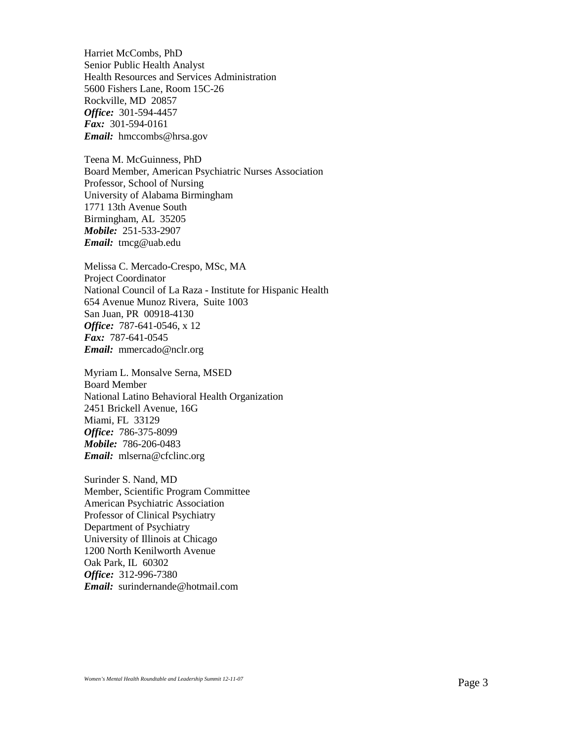Harriet McCombs, PhD
Senior Public Health Analyst
Health Resources and Services Administration
5600 Fishers Lane, Room 15C-26
Rockville, MD 20857
***Office:*** 301-594-4457
***Fax:*** 301-594-0161
***Email:*** hmccombs@hrsa.gov

Teena M. McGuinness, PhD
Board Member, American Psychiatric Nurses Association
Professor, School of Nursing
University of Alabama Birmingham
1771 13th Avenue South
Birmingham, AL 35205
***Mobile:*** 251-533-2907
***Email:*** tmcg@uab.edu

Melissa C. Mercado-Crespo, MSc, MA
Project Coordinator
National Council of La Raza - Institute for Hispanic Health
654 Avenue Munoz Rivera, Suite 1003
San Juan, PR 00918-4130
***Office:*** 787-641-0546, x 12
***Fax:*** 787-641-0545
***Email:*** mmercado@nclr.org

Myriam L. Monsalve Serna, MSED
Board Member
National Latino Behavioral Health Organization
2451 Brickell Avenue, 16G
Miami, FL 33129
***Office:*** 786-375-8099
***Mobile:*** 786-206-0483
***Email:*** mlserna@cfclinc.org

Surinder S. Nand, MD
Member, Scientific Program Committee
American Psychiatric Association
Professor of Clinical Psychiatry
Department of Psychiatry
University of Illinois at Chicago
1200 North Kenilworth Avenue
Oak Park, IL 60302
***Office:*** 312-996-7380
***Email:*** surindernande@hotmail.com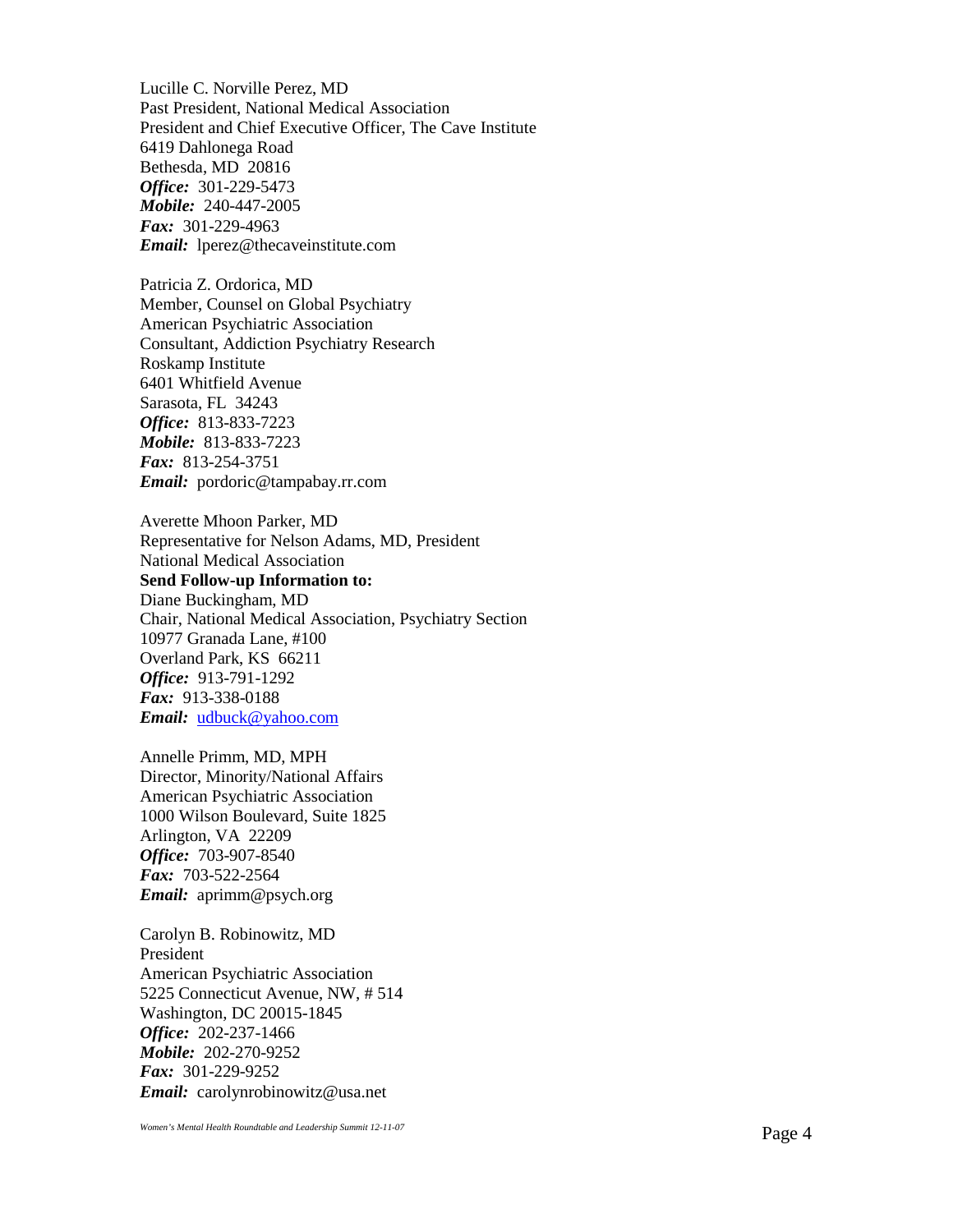Lucille C. Norville Perez, MD
Past President, National Medical Association
President and Chief Executive Officer, The Cave Institute
6419 Dahlonega Road
Bethesda, MD 20816
***Office:*** 301-229-5473
***Mobile:*** 240-447-2005
***Fax:*** 301-229-4963
***Email:*** lperez@thecaveinstitute.com

Patricia Z. Ordorica, MD
Member, Counsel on Global Psychiatry
American Psychiatric Association
Consultant, Addiction Psychiatry Research
Roskamp Institute
6401 Whitfield Avenue
Sarasota, FL 34243
***Office:*** 813-833-7223
***Mobile:*** 813-833-7223
***Fax:*** 813-254-3751
***Email:*** pordoric@tampabay.rr.com

Averette Mhoon Parker, MD
Representative for Nelson Adams, MD, President
National Medical Association
**Send Follow-up Information to:**
Diane Buckingham, MD
Chair, National Medical Association, Psychiatry Section
10977 Granada Lane, #100
Overland Park, KS 66211
***Office:*** 913-791-1292
***Fax:*** 913-338-0188
***Email:*** udbuck@yahoo.com

Annelle Primm, MD, MPH
Director, Minority/National Affairs
American Psychiatric Association
1000 Wilson Boulevard, Suite 1825
Arlington, VA 22209
***Office:*** 703-907-8540
***Fax:*** 703-522-2564
***Email:*** aprimm@psych.org

Carolyn B. Robinowitz, MD
President
American Psychiatric Association
5225 Connecticut Avenue, NW, # 514
Washington, DC 20015-1845
***Office:*** 202-237-1466
***Mobile:*** 202-270-9252
***Fax:*** 301-229-9252
***Email:*** carolynrobinowitz@usa.net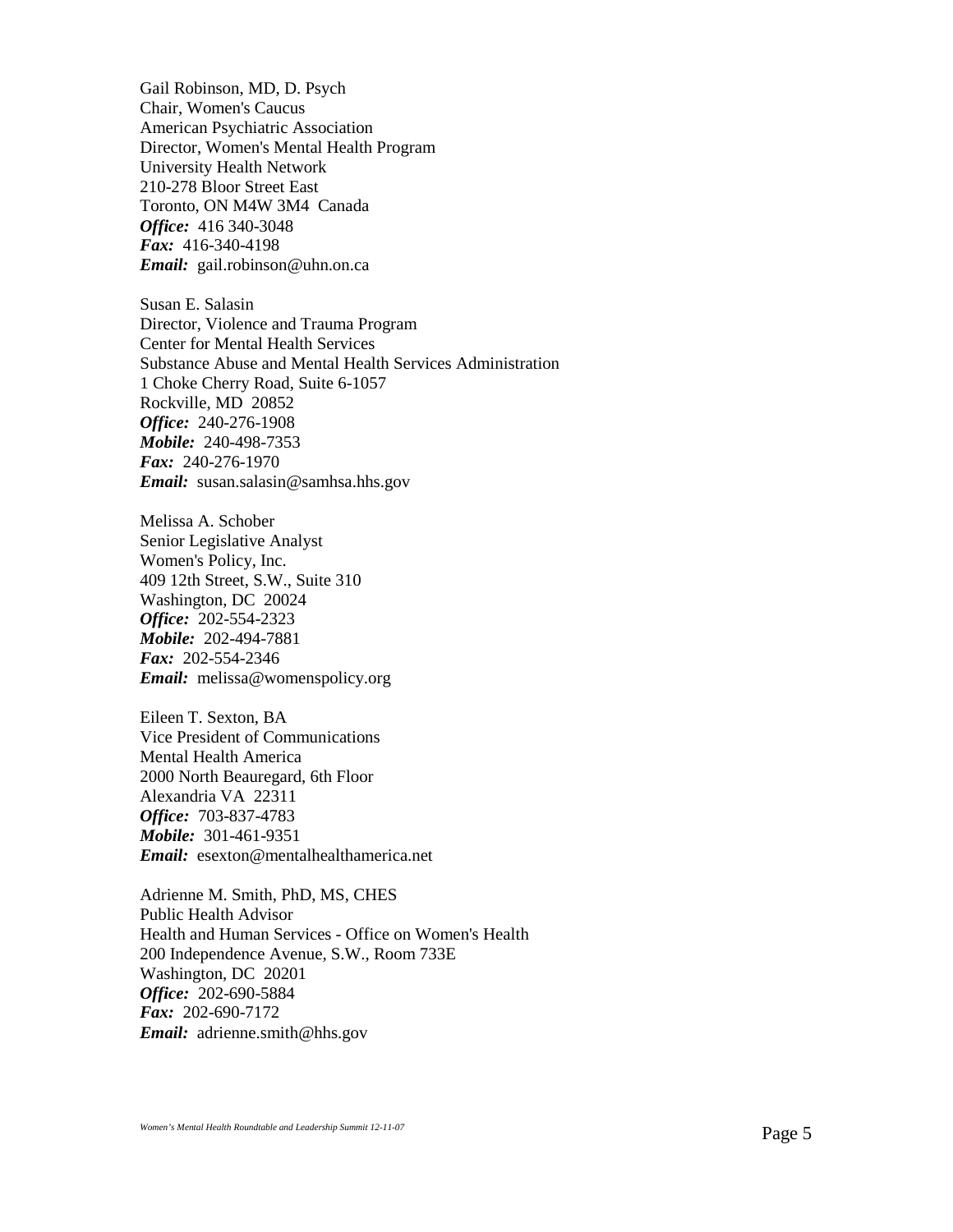Gail Robinson, MD, D. Psych
Chair, Women's Caucus
American Psychiatric Association
Director, Women's Mental Health Program
University Health Network
210-278 Bloor Street East
Toronto, ON M4W 3M4 Canada
***Office:*** 416 340-3048
***Fax:*** 416-340-4198
***Email:*** gail.robinson@uhn.on.ca

Susan E. Salasin
Director, Violence and Trauma Program
Center for Mental Health Services
Substance Abuse and Mental Health Services Administration
1 Choke Cherry Road, Suite 6-1057
Rockville, MD 20852
***Office:*** 240-276-1908
***Mobile:*** 240-498-7353
***Fax:*** 240-276-1970
***Email:*** susan.salasin@samhsa.hhs.gov

Melissa A. Schober
Senior Legislative Analyst
Women's Policy, Inc.
409 12th Street, S.W., Suite 310
Washington, DC 20024
***Office:*** 202-554-2323
***Mobile:*** 202-494-7881
***Fax:*** 202-554-2346
***Email:*** melissa@womenspolicy.org

Eileen T. Sexton, BA
Vice President of Communications
Mental Health America
2000 North Beauregard, 6th Floor
Alexandria VA 22311
***Office:*** 703-837-4783
***Mobile:*** 301-461-9351
***Email:*** esexton@mentalhealthamerica.net

Adrienne M. Smith, PhD, MS, CHES
Public Health Advisor
Health and Human Services - Office on Women's Health
200 Independence Avenue, S.W., Room 733E
Washington, DC 20201
***Office:*** 202-690-5884
***Fax:*** 202-690-7172
***Email:*** adrienne.smith@hhs.gov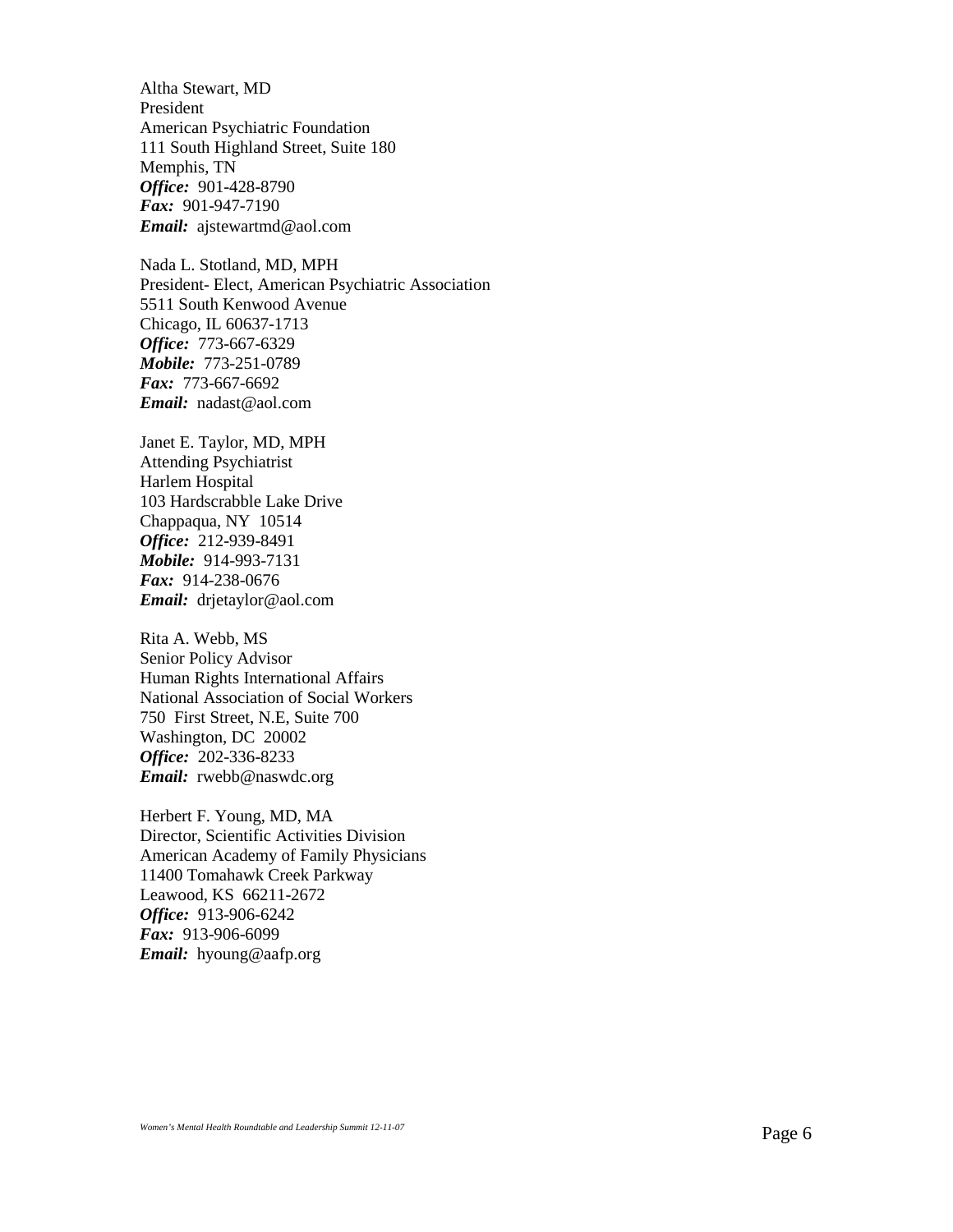Altha Stewart, MD
President
American Psychiatric Foundation
111 South Highland Street, Suite 180
Memphis, TN
***Office:*** 901-428-8790
***Fax:*** 901-947-7190
***Email:*** ajstewartmd@aol.com

Nada L. Stotland, MD, MPH
President- Elect, American Psychiatric Association
5511 South Kenwood Avenue
Chicago, IL 60637-1713
***Office:*** 773-667-6329
***Mobile:*** 773-251-0789
***Fax:*** 773-667-6692
***Email:*** nadast@aol.com

Janet E. Taylor, MD, MPH
Attending Psychiatrist
Harlem Hospital
103 Hardscrabble Lake Drive
Chappaqua, NY 10514
***Office:*** 212-939-8491
***Mobile:*** 914-993-7131
***Fax:*** 914-238-0676
***Email:*** drjetaylor@aol.com

Rita A. Webb, MS
Senior Policy Advisor
Human Rights International Affairs
National Association of Social Workers
750 First Street, N.E, Suite 700
Washington, DC 20002
***Office:*** 202-336-8233
***Email:*** rwebb@naswdc.org

Herbert F. Young, MD, MA
Director, Scientific Activities Division
American Academy of Family Physicians
11400 Tomahawk Creek Parkway
Leawood, KS 66211-2672
***Office:*** 913-906-6242
***Fax:*** 913-906-6099
***Email:*** hyoung@aafp.org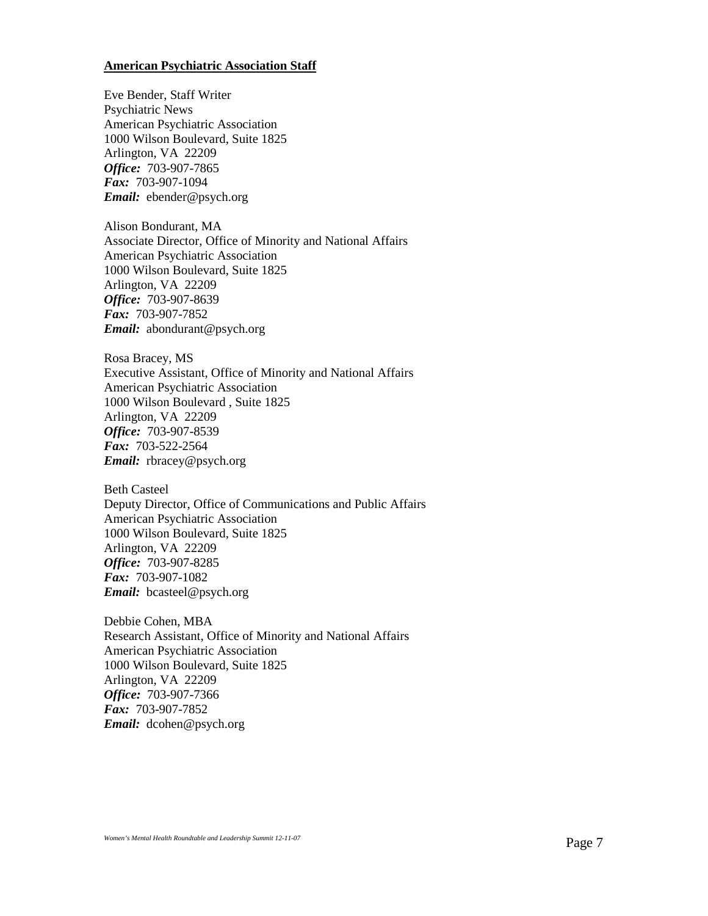**<u>American Psychiatric Association Staff</u>**

Eve Bender, Staff Writer
Psychiatric News
American Psychiatric Association
1000 Wilson Boulevard, Suite 1825
Arlington, VA 22209
***Office:*** 703-907-7865
***Fax:*** 703-907-1094
***Email:*** ebender@psych.org

Alison Bondurant, MA
Associate Director, Office of Minority and National Affairs
American Psychiatric Association
1000 Wilson Boulevard, Suite 1825
Arlington, VA 22209
***Office:*** 703-907-8639
***Fax:*** 703-907-7852
***Email:*** abondurant@psych.org

Rosa Bracey, MS
Executive Assistant, Office of Minority and National Affairs
American Psychiatric Association
1000 Wilson Boulevard , Suite 1825
Arlington, VA 22209
***Office:*** 703-907-8539
***Fax:*** 703-522-2564
***Email:*** rbracey@psych.org

Beth Casteel
Deputy Director, Office of Communications and Public Affairs
American Psychiatric Association
1000 Wilson Boulevard, Suite 1825
Arlington, VA 22209
***Office:*** 703-907-8285
***Fax:*** 703-907-1082
***Email:*** bcasteel@psych.org

Debbie Cohen, MBA
Research Assistant, Office of Minority and National Affairs
American Psychiatric Association
1000 Wilson Boulevard, Suite 1825
Arlington, VA 22209
***Office:*** 703-907-7366
***Fax:*** 703-907-7852
***Email:*** dcohen@psych.org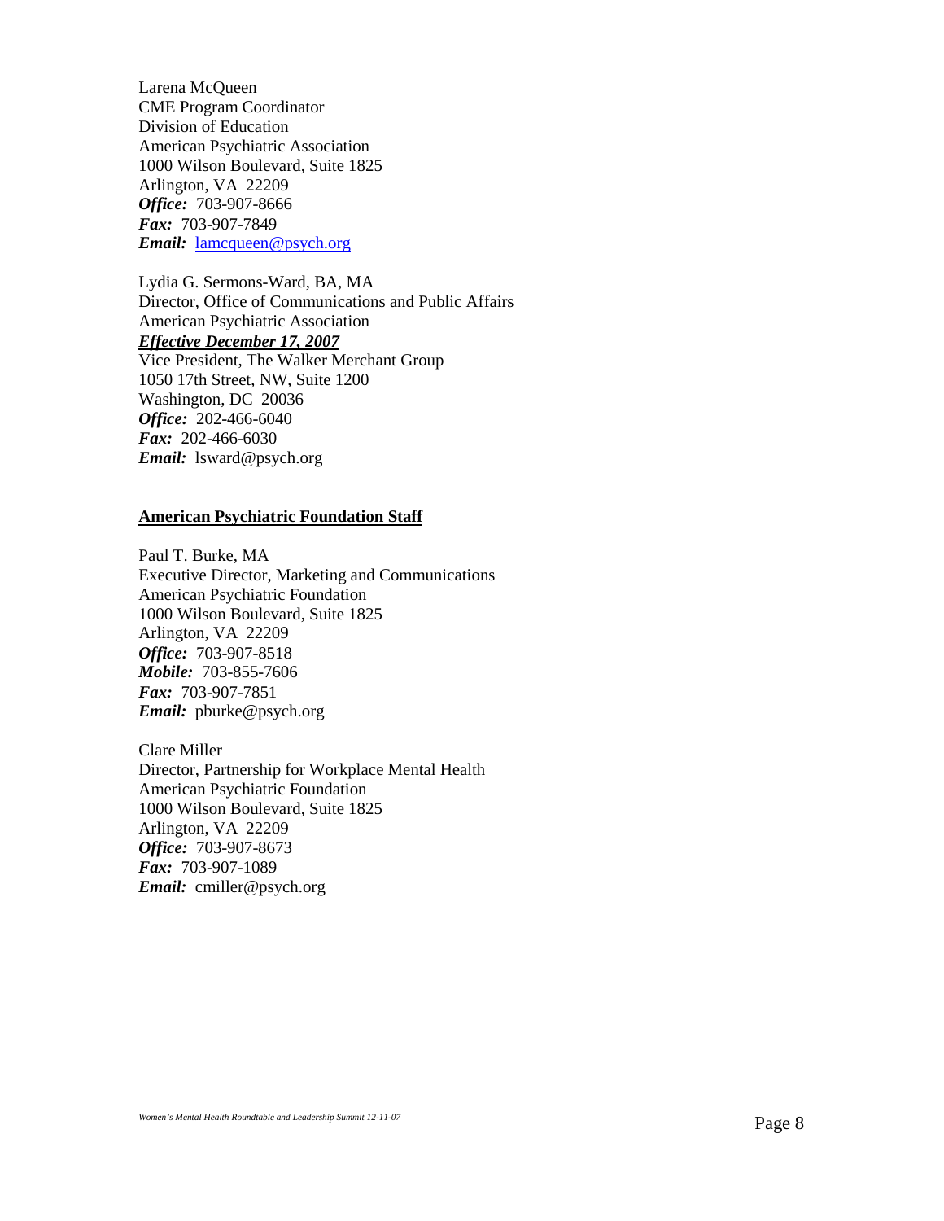Larena McQueen
CME Program Coordinator
Division of Education
American Psychiatric Association
1000 Wilson Boulevard, Suite 1825
Arlington, VA 22209
***Office:*** 703-907-8666
***Fax:*** 703-907-7849
***Email:*** lamcqueen@psych.org

Lydia G. Sermons-Ward, BA, MA
Director, Office of Communications and Public Affairs
American Psychiatric Association
***Effective December 17, 2007***
Vice President, The Walker Merchant Group
1050 17th Street, NW, Suite 1200
Washington, DC 20036
***Office:*** 202-466-6040
***Fax:*** 202-466-6030
***Email:*** lsward@psych.org

**American Psychiatric Foundation Staff**

Paul T. Burke, MA
Executive Director, Marketing and Communications
American Psychiatric Foundation
1000 Wilson Boulevard, Suite 1825
Arlington, VA 22209
***Office:*** 703-907-8518
***Mobile:*** 703-855-7606
***Fax:*** 703-907-7851
***Email:*** pburke@psych.org

Clare Miller
Director, Partnership for Workplace Mental Health
American Psychiatric Foundation
1000 Wilson Boulevard, Suite 1825
Arlington, VA 22209
***Office:*** 703-907-8673
***Fax:*** 703-907-1089
***Email:*** cmiller@psych.org